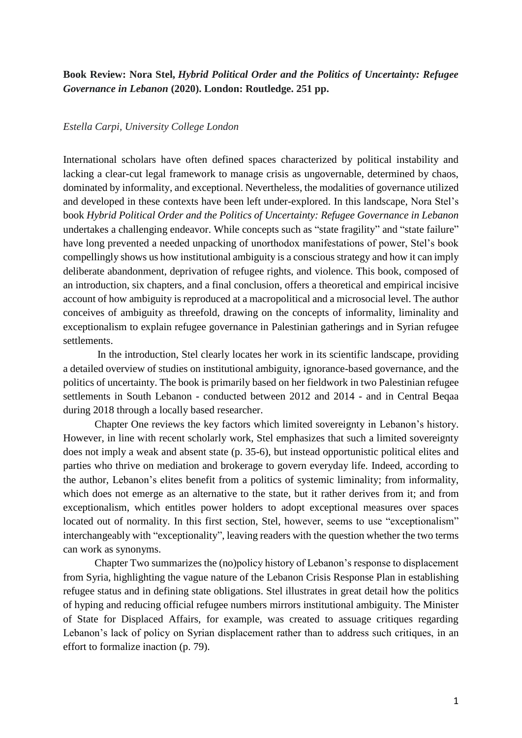**Book Review: Nora Stel, *Hybrid Political Order and the Politics of Uncertainty: Refugee Governance in Lebanon* (2020). London: Routledge. 251 pp.**

*Estella Carpi, University College London*

International scholars have often defined spaces characterized by political instability and lacking a clear-cut legal framework to manage crisis as ungovernable, determined by chaos, dominated by informality, and exceptional. Nevertheless, the modalities of governance utilized and developed in these contexts have been left under-explored. In this landscape, Nora Stel's book *Hybrid Political Order and the Politics of Uncertainty: Refugee Governance in Lebanon* undertakes a challenging endeavor. While concepts such as "state fragility" and "state failure" have long prevented a needed unpacking of unorthodox manifestations of power, Stel's book compellingly shows us how institutional ambiguity is a conscious strategy and how it can imply deliberate abandonment, deprivation of refugee rights, and violence. This book, composed of an introduction, six chapters, and a final conclusion, offers a theoretical and empirical incisive account of how ambiguity is reproduced at a macropolitical and a microsocial level. The author conceives of ambiguity as threefold, drawing on the concepts of informality, liminality and exceptionalism to explain refugee governance in Palestinian gatherings and in Syrian refugee settlements.

In the introduction, Stel clearly locates her work in its scientific landscape, providing a detailed overview of studies on institutional ambiguity, ignorance-based governance, and the politics of uncertainty. The book is primarily based on her fieldwork in two Palestinian refugee settlements in South Lebanon - conducted between 2012 and 2014 - and in Central Beqaa during 2018 through a locally based researcher.

Chapter One reviews the key factors which limited sovereignty in Lebanon's history. However, in line with recent scholarly work, Stel emphasizes that such a limited sovereignty does not imply a weak and absent state (p. 35-6), but instead opportunistic political elites and parties who thrive on mediation and brokerage to govern everyday life. Indeed, according to the author, Lebanon's elites benefit from a politics of systemic liminality; from informality, which does not emerge as an alternative to the state, but it rather derives from it; and from exceptionalism, which entitles power holders to adopt exceptional measures over spaces located out of normality. In this first section, Stel, however, seems to use "exceptionalism" interchangeably with "exceptionality", leaving readers with the question whether the two terms can work as synonyms.

Chapter Two summarizes the (no)policy history of Lebanon's response to displacement from Syria, highlighting the vague nature of the Lebanon Crisis Response Plan in establishing refugee status and in defining state obligations. Stel illustrates in great detail how the politics of hyping and reducing official refugee numbers mirrors institutional ambiguity. The Minister of State for Displaced Affairs, for example, was created to assuage critiques regarding Lebanon's lack of policy on Syrian displacement rather than to address such critiques, in an effort to formalize inaction (p. 79).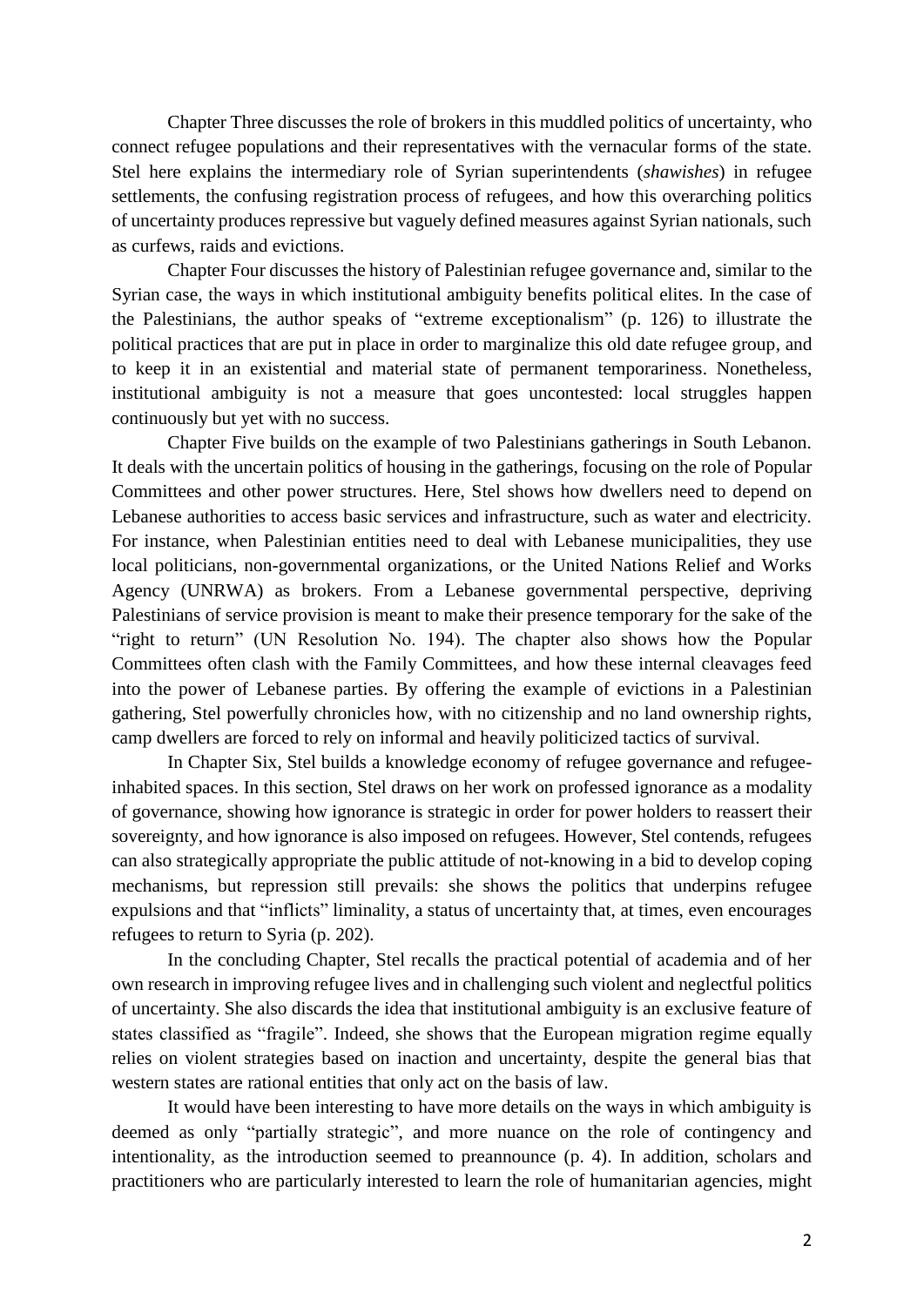Chapter Three discusses the role of brokers in this muddled politics of uncertainty, who connect refugee populations and their representatives with the vernacular forms of the state. Stel here explains the intermediary role of Syrian superintendents (*shawishes*) in refugee settlements, the confusing registration process of refugees, and how this overarching politics of uncertainty produces repressive but vaguely defined measures against Syrian nationals, such as curfews, raids and evictions.

Chapter Four discusses the history of Palestinian refugee governance and, similar to the Syrian case, the ways in which institutional ambiguity benefits political elites. In the case of the Palestinians, the author speaks of "extreme exceptionalism" (p. 126) to illustrate the political practices that are put in place in order to marginalize this old date refugee group, and to keep it in an existential and material state of permanent temporariness. Nonetheless, institutional ambiguity is not a measure that goes uncontested: local struggles happen continuously but yet with no success.

Chapter Five builds on the example of two Palestinians gatherings in South Lebanon. It deals with the uncertain politics of housing in the gatherings, focusing on the role of Popular Committees and other power structures. Here, Stel shows how dwellers need to depend on Lebanese authorities to access basic services and infrastructure, such as water and electricity. For instance, when Palestinian entities need to deal with Lebanese municipalities, they use local politicians, non-governmental organizations, or the United Nations Relief and Works Agency (UNRWA) as brokers. From a Lebanese governmental perspective, depriving Palestinians of service provision is meant to make their presence temporary for the sake of the "right to return" (UN Resolution No. 194). The chapter also shows how the Popular Committees often clash with the Family Committees, and how these internal cleavages feed into the power of Lebanese parties. By offering the example of evictions in a Palestinian gathering, Stel powerfully chronicles how, with no citizenship and no land ownership rights, camp dwellers are forced to rely on informal and heavily politicized tactics of survival.

In Chapter Six, Stel builds a knowledge economy of refugee governance and refugee-inhabited spaces. In this section, Stel draws on her work on professed ignorance as a modality of governance, showing how ignorance is strategic in order for power holders to reassert their sovereignty, and how ignorance is also imposed on refugees. However, Stel contends, refugees can also strategically appropriate the public attitude of not-knowing in a bid to develop coping mechanisms, but repression still prevails: she shows the politics that underpins refugee expulsions and that "inflicts" liminality, a status of uncertainty that, at times, even encourages refugees to return to Syria (p. 202).

In the concluding Chapter, Stel recalls the practical potential of academia and of her own research in improving refugee lives and in challenging such violent and neglectful politics of uncertainty. She also discards the idea that institutional ambiguity is an exclusive feature of states classified as "fragile". Indeed, she shows that the European migration regime equally relies on violent strategies based on inaction and uncertainty, despite the general bias that western states are rational entities that only act on the basis of law.

It would have been interesting to have more details on the ways in which ambiguity is deemed as only "partially strategic", and more nuance on the role of contingency and intentionality, as the introduction seemed to preannounce (p. 4). In addition, scholars and practitioners who are particularly interested to learn the role of humanitarian agencies, might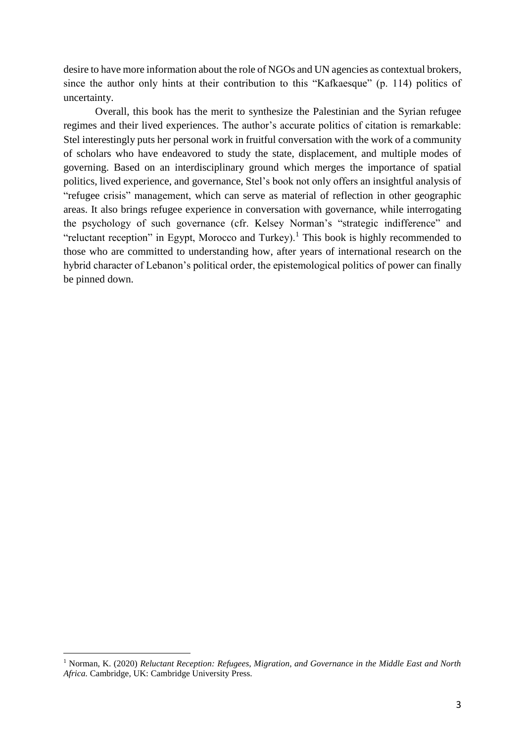desire to have more information about the role of NGOs and UN agencies as contextual brokers, since the author only hints at their contribution to this "Kafkaesque" (p. 114) politics of uncertainty.

Overall, this book has the merit to synthesize the Palestinian and the Syrian refugee regimes and their lived experiences. The author's accurate politics of citation is remarkable: Stel interestingly puts her personal work in fruitful conversation with the work of a community of scholars who have endeavored to study the state, displacement, and multiple modes of governing. Based on an interdisciplinary ground which merges the importance of spatial politics, lived experience, and governance, Stel's book not only offers an insightful analysis of "refugee crisis" management, which can serve as material of reflection in other geographic areas. It also brings refugee experience in conversation with governance, while interrogating the psychology of such governance (cfr. Kelsey Norman's "strategic indifference" and "reluctant reception" in Egypt, Morocco and Turkey).[1] This book is highly recommended to those who are committed to understanding how, after years of international research on the hybrid character of Lebanon's political order, the epistemological politics of power can finally be pinned down.

---

[1] Norman, K. (2020) *Reluctant Reception: Refugees, Migration, and Governance in the Middle East and North Africa.* Cambridge, UK: Cambridge University Press.